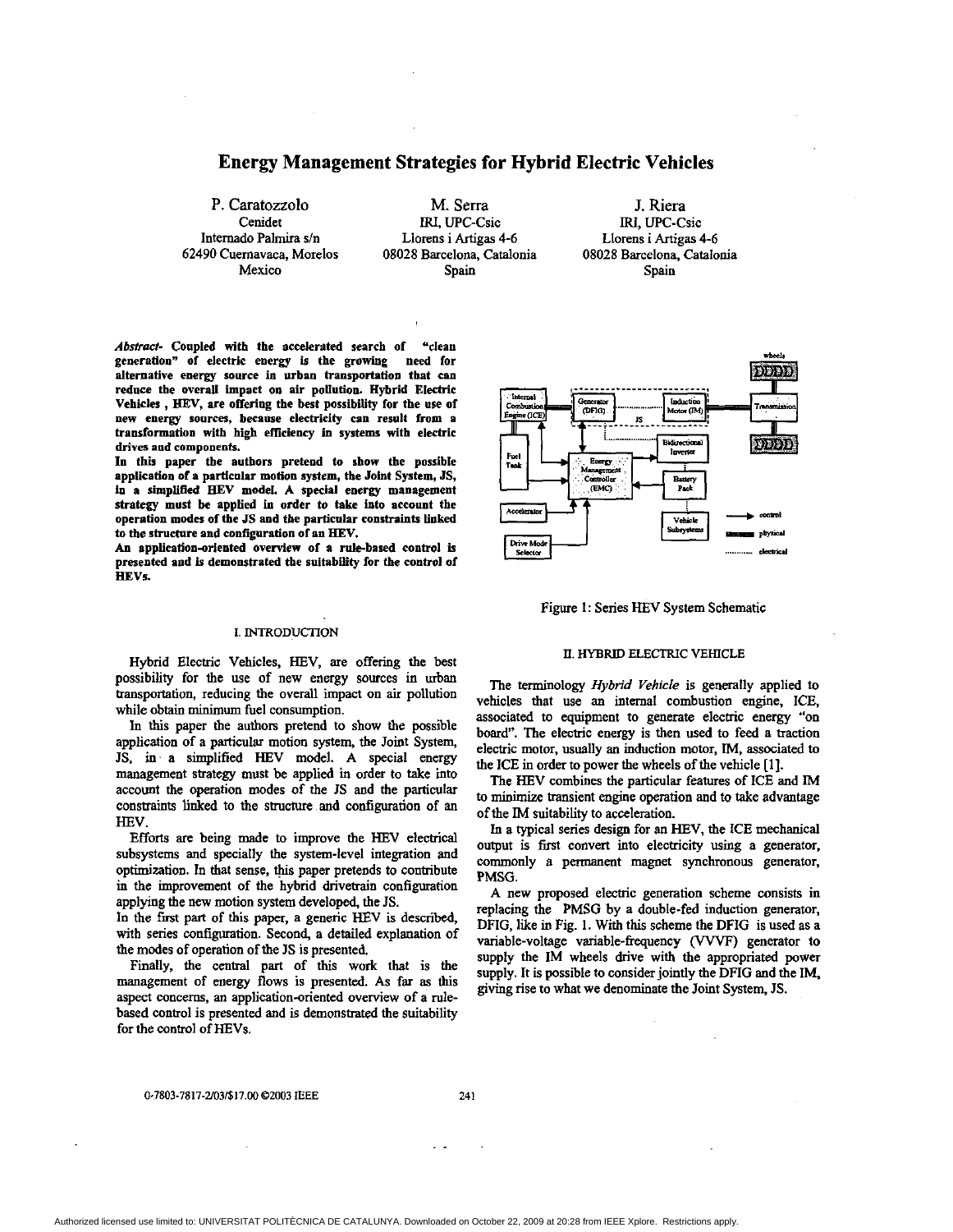# Energy Management Strategies for Hybrid Electric Vehicles

P. Caratozzolo
Cenidet
Internado Palmira s/n
62490 Cuernavaca, Morelos
Mexico

M. Serra
IRI, UPC-Csic
Llorens i Artigas 4-6
08028 Barcelona, Catalonia
Spain

J. Riera
IRI, UPC-Csic
Llorens i Artigas 4-6
08028 Barcelona, Catalonia
Spain

***Abstract*- Coupled with the accelerated search of "clean generation" of electric energy is the growing need for alternative energy source in urban transportation that can reduce the overall impact on air pollution. Hybrid Electric Vehicles , HEV, are offering the best possibility for the use of new energy sources, because electricity can result from a transformation with high efficiency in systems with electric drives and components.**

**In this paper the authors pretend to show the possible application of a particular motion system, the Joint System, JS, in a simplified HEV model. A special energy management strategy must be applied in order to take into account the operation modes of the JS and the particular constraints linked to the structure and configuration of an HEV.**

**An application-oriented overview of a rule-based control is presented and is demonstrated the suitability for the control of HEVs.**

## I. INTRODUCTION

Hybrid Electric Vehicles, HEV, are offering the best possibility for the use of new energy sources in urban transportation, reducing the overall impact on air pollution while obtain minimum fuel consumption.

In this paper the authors pretend to show the possible application of a particular motion system, the Joint System, JS, in a simplified HEV model. A special energy management strategy must be applied in order to take into account the operation modes of the JS and the particular constraints linked to the structure and configuration of an HEV.

Efforts are being made to improve the HEV electrical subsystems and specially the system-level integration and optimization. In that sense, this paper pretends to contribute in the improvement of the hybrid drivetrain configuration applying the new motion system developed, the JS.

In the first part of this paper, a generic HEV is described, with series configuration. Second, a detailed explanation of the modes of operation of the JS is presented.

Finally, the central part of this work that is the management of energy flows is presented. As far as this aspect concerns, an application-oriented overview of a rule-based control is presented and is demonstrated the suitability for the control of HEVs.

Figure 1: Series HEV System Schematic

## II. HYBRID ELECTRIC VEHICLE

The terminology *Hybrid Vehicle* is generally applied to vehicles that use an internal combustion engine, ICE, associated to equipment to generate electric energy "on board". The electric energy is then used to feed a traction electric motor, usually an induction motor, IM, associated to the ICE in order to power the wheels of the vehicle [1].

The HEV combines the particular features of ICE and IM to minimize transient engine operation and to take advantage of the IM suitability to acceleration.

In a typical series design for an HEV, the ICE mechanical output is first convert into electricity using a generator, commonly a permanent magnet synchronous generator, PMSG.

A new proposed electric generation scheme consists in replacing the PMSG by a double-fed induction generator, DFIG, like in Fig. 1. With this scheme the DFIG is used as a variable-voltage variable-frequency (VVVF) generator to supply the IM wheels drive with the appropriated power supply. It is possible to consider jointly the DFIG and the IM, giving rise to what we denominate the Joint System, JS.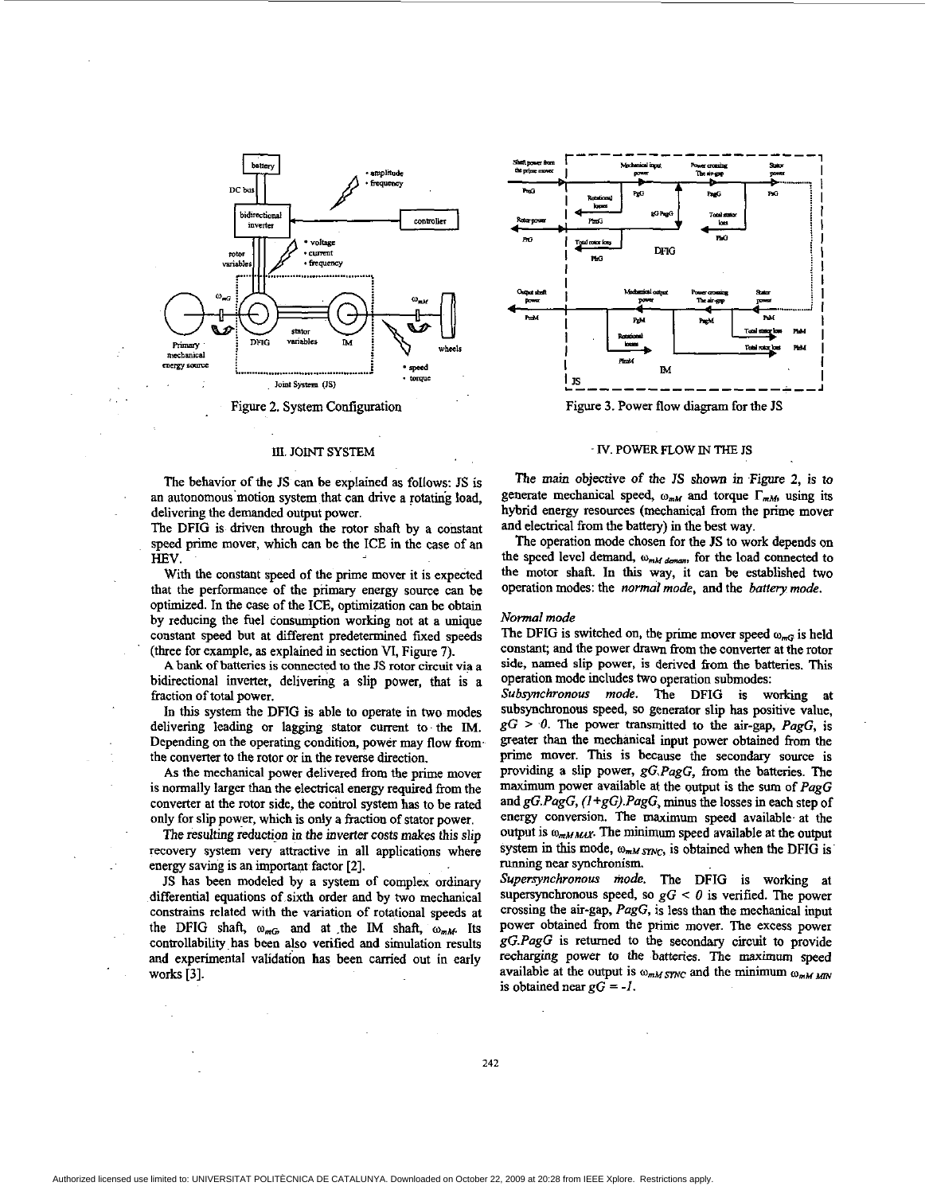Figure 2. System Configuration

Figure 3. Power flow diagram for the JS

## III. JOINT SYSTEM

The behavior of the JS can be explained as follows: JS is an autonomous motion system that can drive a rotating load, delivering the demanded output power.

The DFIG is driven through the rotor shaft by a constant speed prime mover, which can be the ICE in the case of an HEV.

With the constant speed of the prime mover it is expected that the performance of the primary energy source can be optimized. In the case of the ICE, optimization can be obtain by reducing the fuel consumption working not at a unique constant speed but at different predetermined fixed speeds (three for example, as explained in section VI, Figure 7).

A bank of batteries is connected to the JS rotor circuit via a bidirectional inverter, delivering a slip power, that is a fraction of total power.

In this system the DFIG is able to operate in two modes delivering leading or lagging stator current to the IM. Depending on the operating condition, power may flow from the converter to the rotor or in the reverse direction.

As the mechanical power delivered from the prime mover is normally larger than the electrical energy required from the converter at the rotor side, the control system has to be rated only for slip power, which is only a fraction of stator power.

The resulting reduction in the inverter costs makes this slip recovery system very attractive in all applications where energy saving is an important factor [2].

JS has been modeled by a system of complex ordinary differential equations of sixth order and by two mechanical constrains related with the variation of rotational speeds at the DFIG shaft, $\omega_{mG}$, and at the IM shaft, $\omega_{mM}$. Its controllability has been also verified and simulation results and experimental validation has been carried out in early works [3].

## IV. POWER FLOW IN THE JS

The main objective of the JS shown in Figure 2, is to generate mechanical speed, $\omega_{mM}$ and torque $\Gamma_{mM}$, using its hybrid energy resources (mechanical from the prime mover and electrical from the battery) in the best way.

The operation mode chosen for the JS to work depends on the speed level demand, $\omega_{mM\,deman}$, for the load connected to the motor shaft. In this way, it can be established two operation modes: the *normal mode*, and the *battery mode*.

### *Normal mode*

The DFIG is switched on, the prime mover speed $\omega_{mG}$ is held constant; and the power drawn from the converter at the rotor side, named slip power, is derived from the batteries. This operation mode includes two operation submodes:

*Subsynchronous mode.* The DFIG is working at subsynchronous speed, so generator slip has positive value, $gG > 0$. The power transmitted to the air-gap, $PagG$, is greater than the mechanical input power obtained from the prime mover. This is because the secondary source is providing a slip power, $gG.PagG$, from the batteries. The maximum power available at the output is the sum of $PagG$ and $gG.PagG$, $(1+gG).PagG$, minus the losses in each step of energy conversion. The maximum speed available at the output is $\omega_{mM\,MAX}$. The minimum speed available at the output system in this mode, $\omega_{mM\,SYNC}$, is obtained when the DFIG is running near synchronism.

*Supersynchronous mode.* The DFIG is working at supersynchronous speed, so $gG < 0$ is verified. The power crossing the air-gap, $PagG$, is less than the mechanical input power obtained from the prime mover. The excess power $gG.PagG$ is returned to the secondary circuit to provide recharging power to the batteries. The maximum speed available at the output is $\omega_{mM\,SYNC}$ and the minimum $\omega_{mM\,MIN}$ is obtained near $gG = -1$.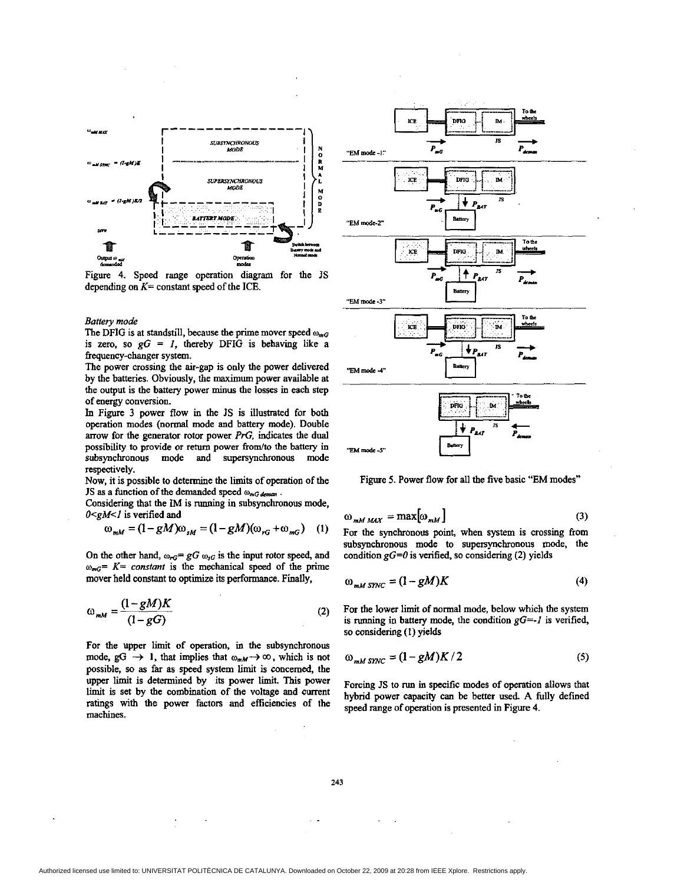Figure 4. Speed range operation diagram for the JS depending on $K$= constant speed of the ICE.

*Battery mode*

The DFIG is at standstill, because the prime mover speed $\omega_{mG}$ is zero, so $gG = 1$, thereby DFIG is behaving like a frequency-changer system.

The power crossing the air-gap is only the power delivered by the batteries. Obviously, the maximum power available at the output is the battery power minus the losses in each step of energy conversion.

In Figure 3 power flow in the JS is illustrated for both operation modes (normal mode and battery mode). Double arrow for the generator rotor power $PrG$, indicates the dual possibility to provide or return power from/to the battery in subsynchronous mode and supersynchronous mode respectively.

Now, it is possible to determine the limits of operation of the JS as a function of the demanded speed $\omega_{mG\,deman}$.

Considering that the IM is running in subsynchronous mode, $0<gM<1$ is verified and

$$\omega_{mM} = (1-gM)\omega_{sM} = (1-gM)(\omega_{rG} + \omega_{mG}) \quad (1)$$

On the other hand, $\omega_{rG}= gG\, \omega_{sG}$ is the input rotor speed, and $\omega_{mG}= K=$ *constant* is the mechanical speed of the prime mover held constant to optimize its performance. Finally,

$$\omega_{mM} = \frac{(1-gM)K}{(1-gG)} \quad (2)$$

For the upper limit of operation, in the subsynchronous mode, $gG \rightarrow 1$, that implies that $\omega_{mM} \rightarrow \infty$, which is not possible, so as far as speed system limit is concerned, the upper limit is determined by its power limit. This power limit is set by the combination of the voltage and current ratings with the power factors and efficiencies of the machines.

Figure 5. Power flow for all the five basic "EM modes"

$$\omega_{mM\,MAX} = \max[\omega_{mM}] \quad (3)$$

For the synchronous point, when system is crossing from subsynchronous mode to supersynchronous mode, the condition $gG=0$ is verified, so considering (2) yields

$$\omega_{mM\,SYNC} = (1-gM)K \quad (4)$$

For the lower limit of normal mode, below which the system is running in battery mode, the condition $gG=-1$ is verified, so considering (1) yields

$$\omega_{mM\,SYNC} = (1-gM)K/2 \quad (5)$$

Forcing JS to run in specific modes of operation allows that hybrid power capacity can be better used. A fully defined speed range of operation is presented in Figure 4.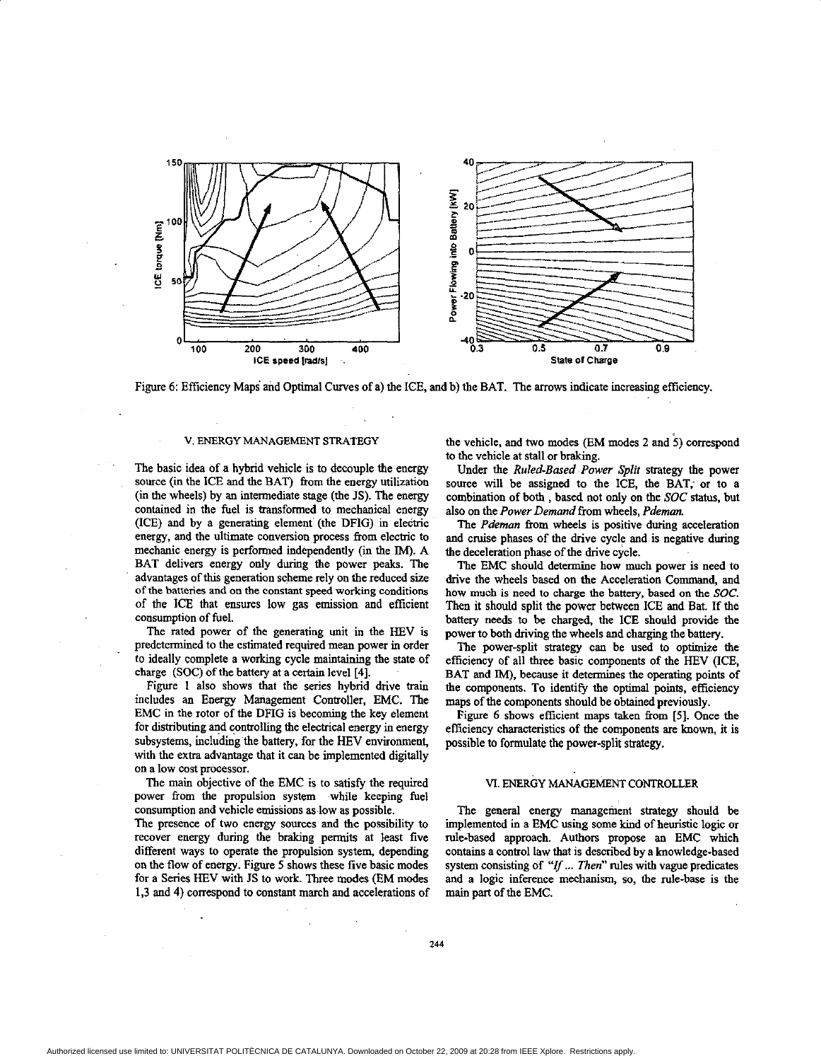Figure 6: Efficiency Maps and Optimal Curves of a) the ICE, and b) the BAT. The arrows indicate increasing efficiency.

## V. ENERGY MANAGEMENT STRATEGY

The basic idea of a hybrid vehicle is to decouple the energy source (in the ICE and the BAT) from the energy utilization (in the wheels) by an intermediate stage (the JS). The energy contained in the fuel is transformed to mechanical energy (ICE) and by a generating element (the DFIG) in electric energy, and the ultimate conversion process from electric to mechanic energy is performed independently (in the IM). A BAT delivers energy only during the power peaks. The advantages of this generation scheme rely on the reduced size of the batteries and on the constant speed working conditions of the ICE that ensures low gas emission and efficient consumption of fuel.

The rated power of the generating unit in the HEV is predetermined to the estimated required mean power in order to ideally complete a working cycle maintaining the state of charge (SOC) of the battery at a certain level [4].

Figure 1 also shows that the series hybrid drive train includes an Energy Management Controller, EMC. The EMC in the rotor of the DFIG is becoming the key element for distributing and controlling the electrical energy in energy subsystems, including the battery, for the HEV environment, with the extra advantage that it can be implemented digitally on a low cost processor.

The main objective of the EMC is to satisfy the required power from the propulsion system while keeping fuel consumption and vehicle emissions as low as possible.

The presence of two energy sources and the possibility to recover energy during the braking permits at least five different ways to operate the propulsion system, depending on the flow of energy. Figure 5 shows these five basic modes for a Series HEV with JS to work. Three modes (EM modes 1,3 and 4) correspond to constant march and accelerations of the vehicle, and two modes (EM modes 2 and 5) correspond to the vehicle at stall or braking.

Under the *Ruled-Based Power Split* strategy the power source will be assigned to the ICE, the BAT, or to a combination of both , based not only on the *SOC* status, but also on the *Power Demand* from wheels, *Pdeman.*

The *Pdeman* from wheels is positive during acceleration and cruise phases of the drive cycle and is negative during the deceleration phase of the drive cycle.

The EMC should determine how much power is need to drive the wheels based on the Acceleration Command, and how much is need to charge the battery, based on the *SOC*. Then it should split the power between ICE and Bat. If the battery needs to be charged, the ICE should provide the power to both driving the wheels and charging the battery.

The power-split strategy can be used to optimize the efficiency of all three basic components of the HEV (ICE, BAT and IM), because it determines the operating points of the components. To identify the optimal points, efficiency maps of the components should be obtained previously.

Figure 6 shows efficient maps taken from [5]. Once the efficiency characteristics of the components are known, it is possible to formulate the power-split strategy.

## VI. ENERGY MANAGEMENT CONTROLLER

The general energy management strategy should be implemented in a EMC using some kind of heuristic logic or rule-based approach. Authors propose an EMC which contains a control law that is described by a knowledge-based system consisting of *"If ... Then"* rules with vague predicates and a logic inference mechanism, so, the rule-base is the main part of the EMC.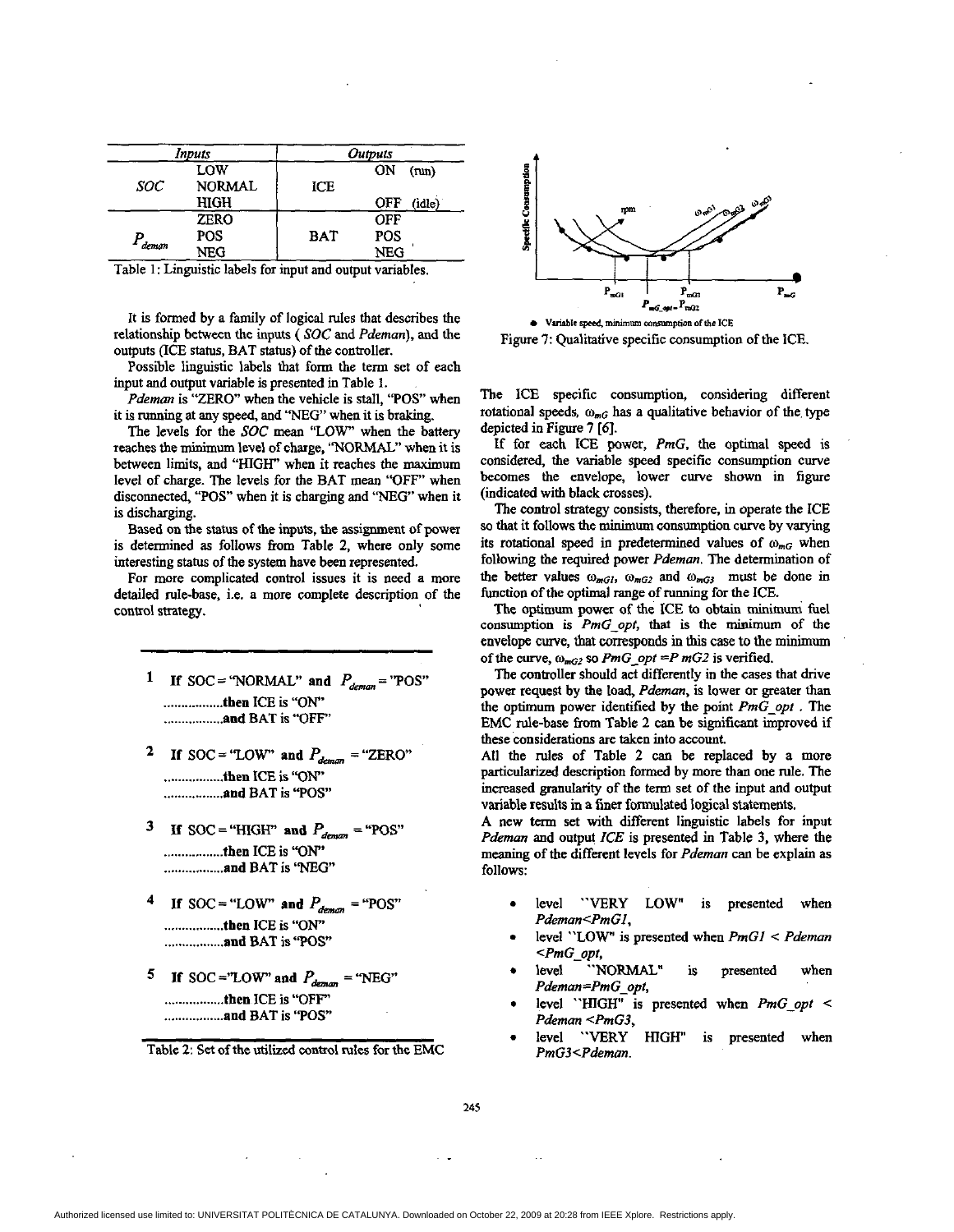| Inputs | | Outputs | |
|---|---|---|---|
| *SOC* | LOW | ICE | ON (run) |
| | NORMAL | | |
| | HIGH | | OFF (idle) |
| $P_{deman}$ | ZERO | BAT | OFF |
| | POS | | POS |
| | NEG | | NEG |

Table 1: Linguistic labels for input and output variables.

It is formed by a family of logical rules that describes the relationship between the inputs ( *SOC* and *Pdeman*), and the outputs (ICE status, BAT status) of the controller.

Possible linguistic labels that form the term set of each input and output variable is presented in Table 1.

*Pdeman* is "ZERO" when the vehicle is stall, "POS" when it is running at any speed, and "NEG" when it is braking.

The levels for the *SOC* mean "LOW" when the battery reaches the minimum level of charge, "NORMAL" when it is between limits, and "HIGH" when it reaches the maximum level of charge. The levels for the BAT mean "OFF" when disconnected, "POS" when it is charging and "NEG" when it is discharging.

Based on the status of the inputs, the assignment of power is determined as follows from Table 2, where only some interesting status of the system have been represented.

For more complicated control issues it is need a more detailed rule-base, i.e. a more complete description of the control strategy.

1 **If** SOC = "NORMAL" **and** $P_{deman}$ = "POS"
.................**then** ICE is "ON"
.................**and** BAT is "OFF"

2 **If** SOC = "LOW" **and** $P_{deman}$ = "ZERO"
.................**then** ICE is "ON"
.................**and** BAT is "POS"

3 **If** SOC = "HIGH" **and** $P_{deman}$ = "POS"
.................**then** ICE is "ON"
.................**and** BAT is "NEG"

4 **If** SOC = "LOW" **and** $P_{deman}$ = "POS"
.................**then** ICE is "ON"
.................**and** BAT is "POS"

5 **If** SOC ="LOW" **and** $P_{deman}$ = "NEG"
.................**then** ICE is "OFF"
.................**and** BAT is "POS"

Table 2: Set of the utilized control rules for the EMC

● Variable speed, minimum consumption of the ICE

Figure 7: Qualitative specific consumption of the ICE.

The ICE specific consumption, considering different rotational speeds, $\omega_{mG}$ has a qualitative behavior of the type depicted in Figure 7 [6].

If for each ICE power, *PmG*, the optimal speed is considered, the variable speed specific consumption curve becomes the envelope, lower curve shown in figure (indicated with black crosses).

The control strategy consists, therefore, in operate the ICE so that it follows the minimum consumption curve by varying its rotational speed in predetermined values of $\omega_{mG}$ when following the required power *Pdeman*. The determination of the better values $\omega_{mG1}$, $\omega_{mG2}$ and $\omega_{mG3}$ must be done in function of the optimal range of running for the ICE.

The optimum power of the ICE to obtain minimum fuel consumption is *PmG_opt*, that is the minimum of the envelope curve, that corresponds in this case to the minimum of the curve, $\omega_{mG2}$ so *PmG_opt =P mG2* is verified.

The controller should act differently in the cases that drive power request by the load, *Pdeman*, is lower or greater than the optimum power identified by the point *PmG_opt* . The EMC rule-base from Table 2 can be significant improved if these considerations are taken into account.

All the rules of Table 2 can be replaced by a more particularized description formed by more than one rule. The increased granularity of the term set of the input and output variable results in a finer formulated logical statements.

A new term set with different linguistic labels for input *Pdeman* and output *ICE* is presented in Table 3, where the meaning of the different levels for *Pdeman* can be explain as follows:

- level "VERY LOW" is presented when *Pdeman<PmG1*,
- level "LOW" is presented when *PmG1 < Pdeman <PmG_opt*,
- level "NORMAL" is presented when *Pdeman=PmG_opt*,
- level "HIGH" is presented when *PmG_opt < Pdeman <PmG3*,
- level "VERY HIGH" is presented when *PmG3<Pdeman*.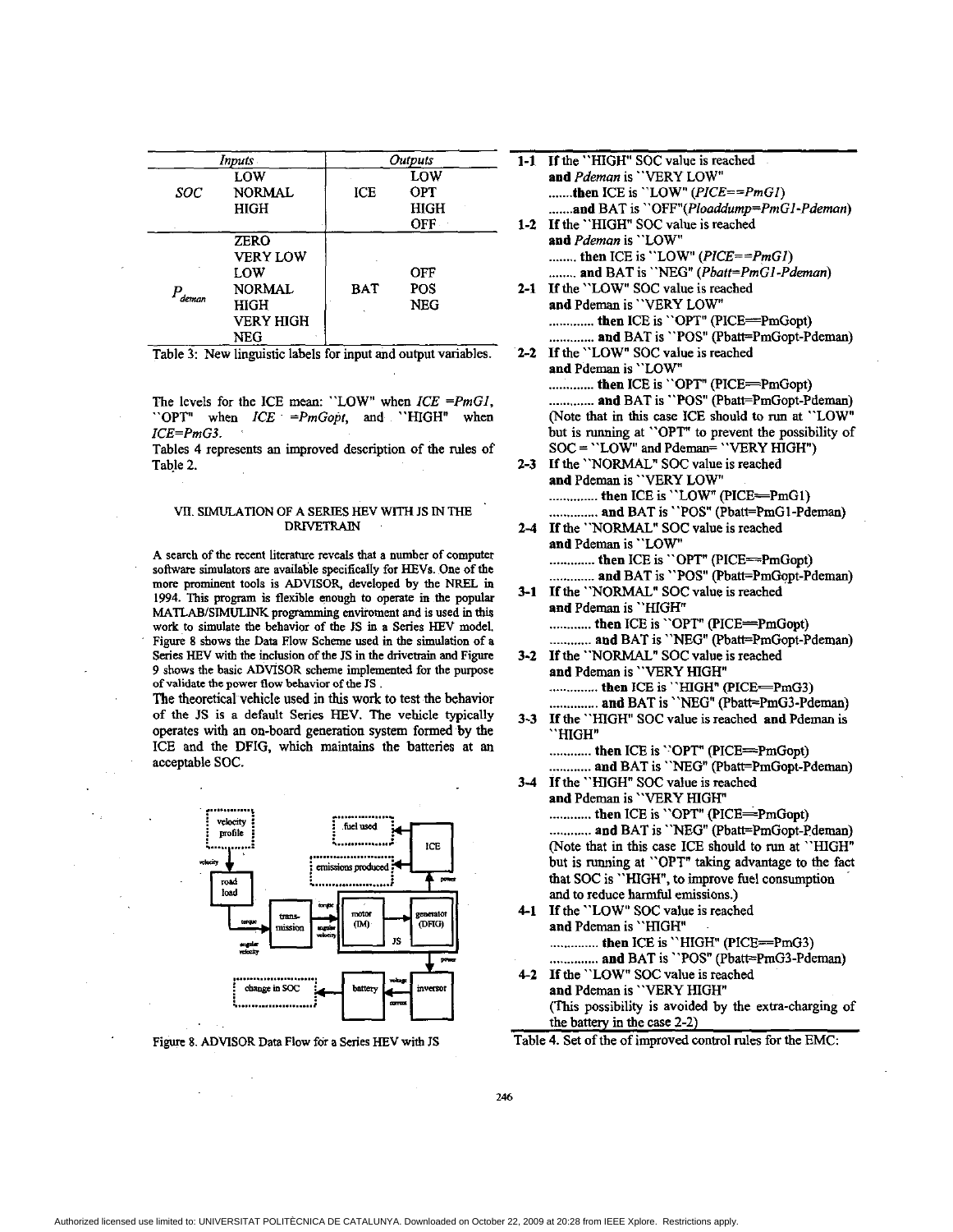| Inputs | | Outputs | |
|---|---|---|---|
| *SOC* | LOW | ICE | LOW |
| | NORMAL | | OPT |
| | HIGH | | HIGH |
| | | | OFF |
| $P_{deman}$ | ZERO | BAT | |
| | VERY LOW | | |
| | LOW | | OFF |
| | NORMAL | | POS |
| | HIGH | | NEG |
| | VERY HIGH | | |
| | NEG | | |

Table 3: New linguistic labels for input and output variables.

The levels for the ICE mean: ``LOW" when *ICE =PmG1*, ``OPT" when *ICE =PmGopt*, and ``HIGH" when *ICE=PmG3*.

Tables 4 represents an improved description of the rules of Table 2.

## VII. SIMULATION OF A SERIES HEV WITH JS IN THE DRIVETRAIN

A search of the recent literature reveals that a number of computer software simulators are available specifically for HEVs. One of the more prominent tools is ADVISOR, developed by the NREL in 1994. This program is flexible enough to operate in the popular MATLAB/SIMULINK programming enviroment and is used in this work to simulate the behavior of the JS in a Series HEV model. Figure 8 shows the Data Flow Scheme used in the simulation of a Series HEV with the inclusion of the JS in the drivetrain and Figure 9 shows the basic ADVISOR scheme implemented for the purpose of validate the power flow behavior of the JS .

The theoretical vehicle used in this work to test the behavior of the JS is a default Series HEV. The vehicle typically operates with an on-board generation system formed by the ICE and the DFIG, which maintains the batteries at an acceptable SOC.

Figure 8. ADVISOR Data Flow for a Series HEV with JS

**1-1** If the ``HIGH" SOC value is reached
**and** *Pdeman* is ``VERY LOW"
.......**then** ICE is ``LOW" (*PICE==PmG1*)
.......**and** BAT is ``OFF"(*Ploaddump=PmG1-Pdeman*)

**1-2** If the ``HIGH" SOC value is reached
**and** *Pdeman* is ``LOW"
........ **then** ICE is ``LOW" (*PICE==PmG1*)
........ **and** BAT is ``NEG" (*Pbatt=PmG1-Pdeman*)

**2-1** If the ``LOW" SOC value is reached
**and** Pdeman is ``VERY LOW"
............. **then** ICE is ``OPT" (PICE==PmGopt)
............. **and** BAT is ``POS" (Pbatt=PmGopt-Pdeman)

**2-2** If the ``LOW" SOC value is reached
**and** Pdeman is ``LOW"
............. **then** ICE is ``OPT" (PICE==PmGopt)
............. **and** BAT is ``POS" (Pbatt=PmGopt-Pdeman)
(Note that in this case ICE should to run at ``LOW" but is running at ``OPT" to prevent the possibility of SOC = ``LOW" and Pdeman= ``VERY HIGH")

**2-3** If the ``NORMAL" SOC value is reached
**and** Pdeman is ``VERY LOW"
.............. **then** ICE is ``LOW" (PICE==PmG1)
.............. **and** BAT is ``POS" (Pbatt=PmG1-Pdeman)

**2-4** If the ``NORMAL" SOC value is reached
**and** Pdeman is ``LOW"
............. **then** ICE is ``OPT" (PICE==PmGopt)
............. **and** BAT is ``POS" (Pbatt=PmGopt-Pdeman)

**3-1** If the ``NORMAL" SOC value is reached
**and** Pdeman is ``HIGH"
............ **then** ICE is ``OPT" (PICE==PmGopt)
............ **and** BAT is ``NEG" (Pbatt=PmGopt-Pdeman)

**3-2** If the ``NORMAL" SOC value is reached
**and** Pdeman is ``VERY HIGH"
.............. **then** ICE is ``HIGH" (PICE==PmG3)
.............. **and** BAT is ``NEG" (Pbatt=PmG3-Pdeman)

**3-3** If the ``HIGH" SOC value is reached **and** Pdeman is ``HIGH"
............ **then** ICE is ``OPT" (PICE==PmGopt)
............ **and** BAT is ``NEG" (Pbatt=PmGopt-Pdeman)

**3-4** If the ``HIGH" SOC value is reached
**and** Pdeman is ``VERY HIGH"
............ **then** ICE is ``OPT" (PICE==PmGopt)
............ **and** BAT is ``NEG" (Pbatt=PmGopt-Pdeman)
(Note that in this case ICE should to run at ``HIGH" but is running at ``OPT" taking advantage to the fact that SOC is ``HIGH", to improve fuel consumption and to reduce harmful emissions.)

**4-1** If the ``LOW" SOC value is reached
**and** Pdeman is ``HIGH"
.............. **then** ICE is ``HIGH" (PICE==PmG3)
.............. **and** BAT is ``POS" (Pbatt=PmG3-Pdeman)

**4-2** If the ``LOW" SOC value is reached
**and** Pdeman is ``VERY HIGH"
(This possibility is avoided by the extra-charging of the battery in the case 2-2)

Table 4. Set of the of improved control rules for the EMC: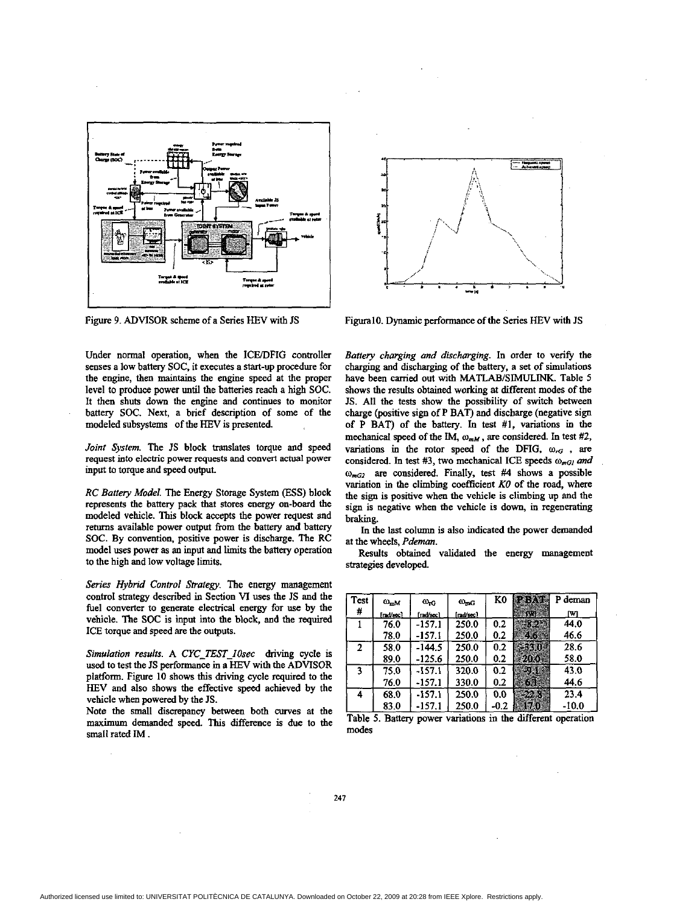Figure 9. ADVISOR scheme of a Series HEV with JS

Figura10. Dynamic performance of the Series HEV with JS

Under normal operation, when the ICE/DFIG controller senses a low battery SOC, it executes a start-up procedure for the engine, then maintains the engine speed at the proper level to produce power until the batteries reach a high SOC. It then shuts down the engine and continues to monitor battery SOC. Next, a brief description of some of the modeled subsystems of the HEV is presented.

*Joint System.* The JS block translates torque and speed request into electric power requests and convert actual power input to torque and speed output.

*RC Battery Model.* The Energy Storage System (ESS) block represents the battery pack that stores energy on-board the modeled vehicle. This block accepts the power request and returns available power output from the battery and battery SOC. By convention, positive power is discharge. The RC model uses power as an input and limits the battery operation to the high and low voltage limits.

*Series Hybrid Control Strategy.* The energy management control strategy described in Section VI uses the JS and the fuel converter to generate electrical energy for use by the vehicle. The SOC is input into the block, and the required ICE torque and speed are the outputs.

*Simulation results.* A *CYC_TEST_10sec* driving cycle is used to test the JS performance in a HEV with the ADVISOR platform. Figure 10 shows this driving cycle required to the HEV and also shows the effective speed achieved by the vehicle when powered by the JS.

Note the small discrepancy between both curves at the maximum demanded speed. This difference is due to the small rated IM.

*Battery charging and discharging.* In order to verify the charging and discharging of the battery, a set of simulations have been carried out with MATLAB/SIMULINK. Table 5 shows the results obtained working at different modes of the JS. All the tests show the possibility of switch between charge (positive sign of P BAT) and discharge (negative sign of P BAT) of the battery. In test #1, variations in the mechanical speed of the IM, $\omega_{mM}$, are considered. In test #2, variations in the rotor speed of the DFIG, $\omega_{rG}$, are considered. In test #3, two mechanical ICE speeds $\omega_{mG1}$ *and* $\omega_{mG2}$ are considered. Finally, test #4 shows a possible variation in the climbing coefficient *K0* of the road, where the sign is positive when the vehicle is climbing up and the sign is negative when the vehicle is down, in regenerating braking.

In the last column is also indicated the power demanded at the wheels, *Pdeman*.

Results obtained validated the energy management strategies developed.

| Test # | $\omega_{mM}$ [rad/sec] | $\omega_{rG}$ [rad/sec] | $\omega_{mG}$ [rad/sec] | K0 | P BAT [W] | P deman [W] |
|---|---|---|---|---|---|---|
| 1 | 76.0 | -157.1 | 250.0 | 0.2 | -8.2 | 44.0 |
| | 78.0 | -157.1 | 250.0 | 0.2 | 4.6 | 46.6 |
| 2 | 58.0 | -144.5 | 250.0 | 0.2 | -33.0 | 28.6 |
| | 89.0 | -125.6 | 250.0 | 0.2 | 20.0 | 58.0 |
| 3 | 75.0 | -157.1 | 320.0 | 0.2 | -9.1 | 43.0 |
| | 76.0 | -157.1 | 330.0 | 0.2 | 6.1 | 44.6 |
| 4 | 68.0 | -157.1 | 250.0 | 0.0 | -22.8 | 23.4 |
| | 83.0 | -157.1 | 250.0 | -0.2 | 17.0 | -10.0 |

Table 5. Battery power variations in the different operation modes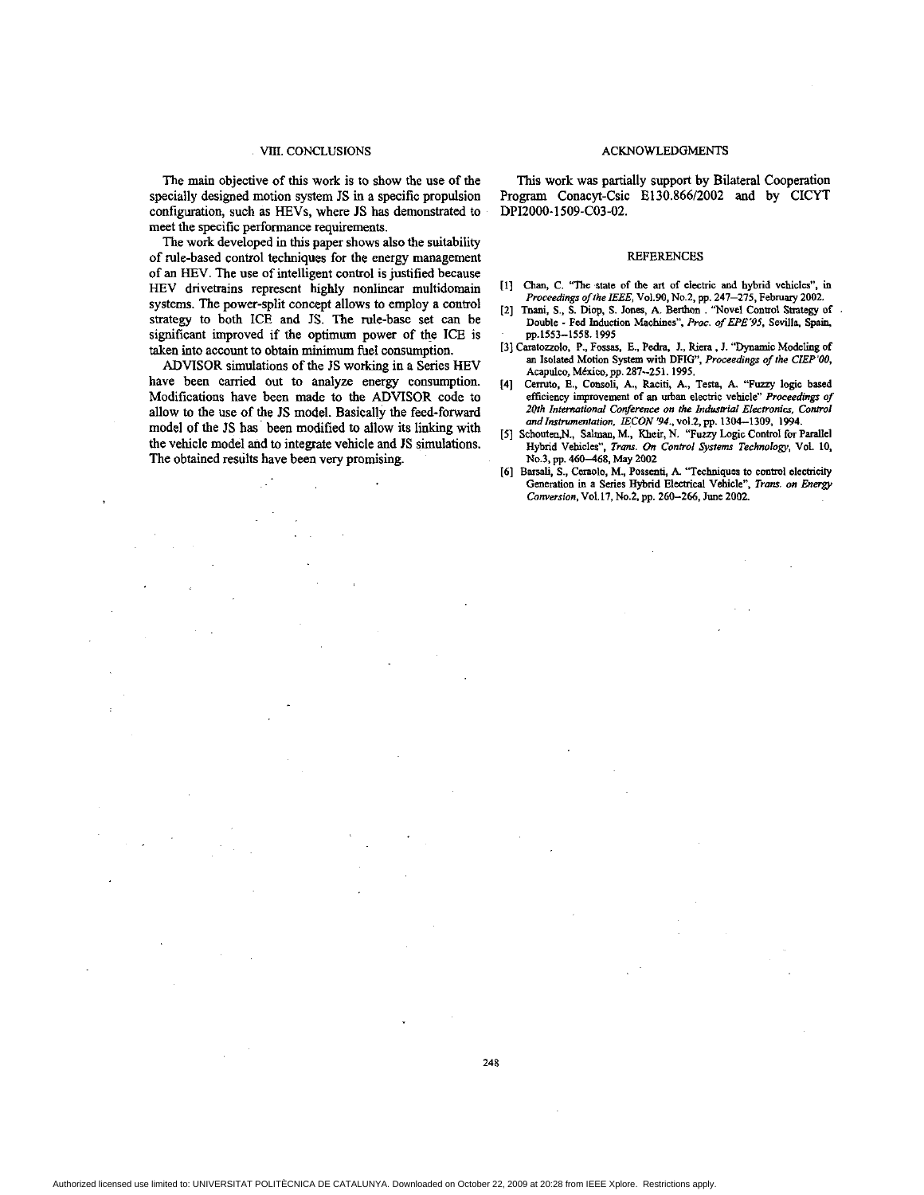## VIII. CONCLUSIONS

The main objective of this work is to show the use of the specially designed motion system JS in a specific propulsion configuration, such as HEVs, where JS has demonstrated to meet the specific performance requirements.

The work developed in this paper shows also the suitability of rule-based control techniques for the energy management of an HEV. The use of intelligent control is justified because HEV drivetrains represent highly nonlinear multidomain systems. The power-split concept allows to employ a control strategy to both ICE and JS. The rule-base set can be significant improved if the optimum power of the ICE is taken into account to obtain minimum fuel consumption.

ADVISOR simulations of the JS working in a Series HEV have been carried out to analyze energy consumption. Modifications have been made to the ADVISOR code to allow to the use of the JS model. Basically the feed-forward model of the JS has been modified to allow its linking with the vehicle model and to integrate vehicle and JS simulations. The obtained results have been very promising.

## ACKNOWLEDGMENTS

This work was partially support by Bilateral Cooperation Program Conacyt-Csic E130.866/2002 and by CICYT DPI2000-1509-C03-02.

## REFERENCES

[1] Chan, C. "The state of the art of electric and hybrid vehicles", in *Proceedings of the IEEE*, Vol.90, No.2, pp. 247–275, February 2002.

[2] Tnani, S., S. Diop, S. Jones, A. Berthon . "Novel Control Strategy of Double - Fed Induction Machines", *Proc. of EPE'95*, Sevilla, Spain, pp.1553–1558. 1995

[3] Caratozzolo, P., Fossas, E., Pedra, J., Riera , J. "Dynamic Modeling of an Isolated Motion System with DFIG", *Proceedings of the CIEP'00*, Acapulco, México, pp. 287–251. 1995.

[4] Cerruto, E., Consoli, A., Raciti, A., Testa, A. "Fuzzy logic based efficiency improvement of an urban electric vehicle" *Proceedings of 20th International Conference on the Industrial Electronics, Control and Instrumentation, IECON '94.*, vol.2, pp. 1304–1309, 1994.

[5] Schouten,N., Salman, M., Kheir, N. "Fuzzy Logic Control for Parallel Hybrid Vehicles", *Trans. On Control Systems Technology*, Vol. 10, No.3, pp. 460–468, May 2002

[6] Barsali, S., Ceraolo, M., Possenti, A. "Techniques to control electricity Generation in a Series Hybrid Electrical Vehicle", *Trans. on Energy Conversion*, Vol.17, No.2, pp. 260–266, June 2002.